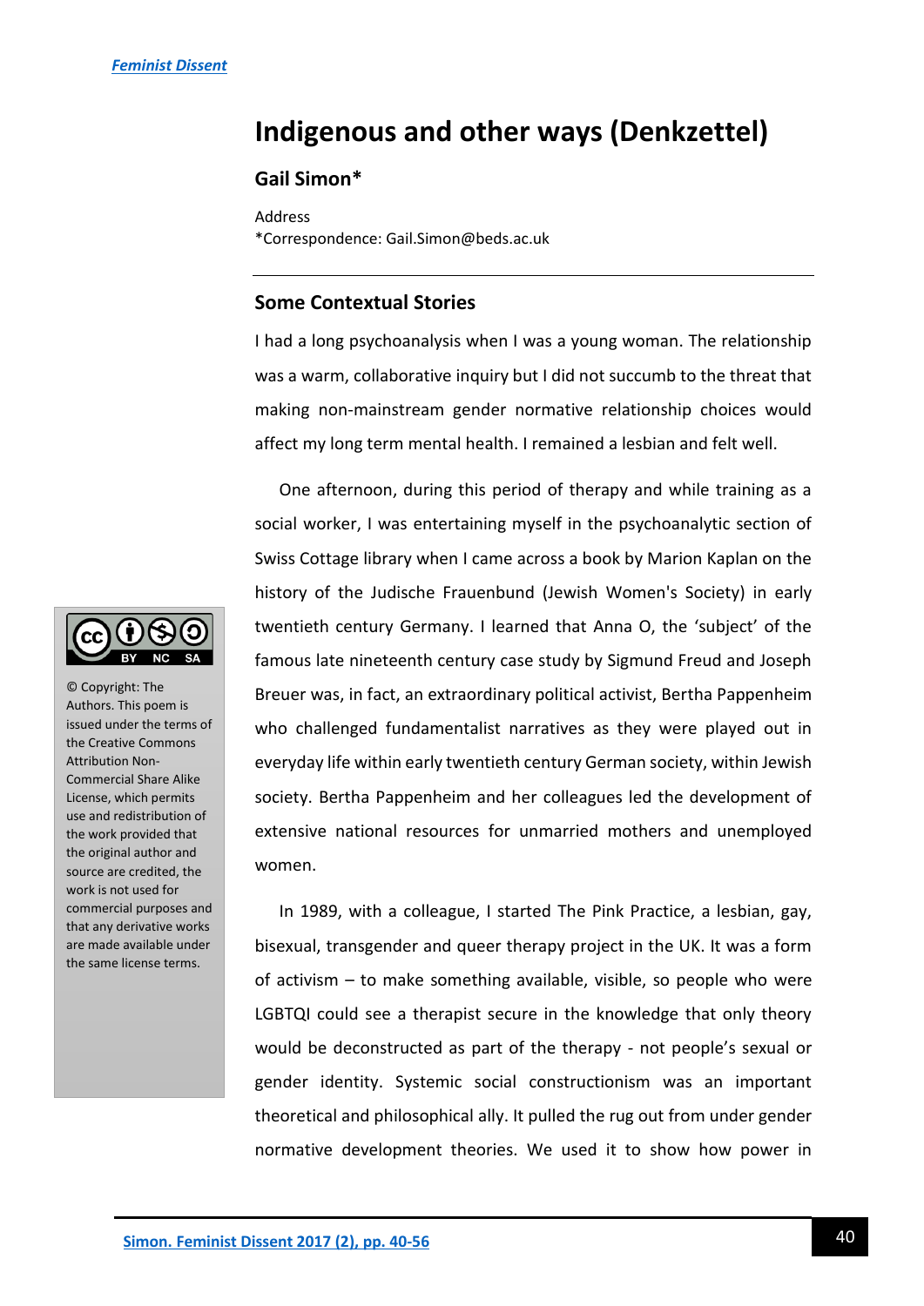# Indigenous and other ways (Denkzettel)

## Gail Simon*

Address
*Correspondence: Gail.Simon@beds.ac.uk

---

© Copyright: The Authors. This poem is issued under the terms of the Creative Commons Attribution Non-Commercial Share Alike License, which permits use and redistribution of the work provided that the original author and source are credited, the work is not used for commercial purposes and that any derivative works are made available under the same license terms.

### Some Contextual Stories

I had a long psychoanalysis when I was a young woman. The relationship was a warm, collaborative inquiry but I did not succumb to the threat that making non-mainstream gender normative relationship choices would affect my long term mental health. I remained a lesbian and felt well.

One afternoon, during this period of therapy and while training as a social worker, I was entertaining myself in the psychoanalytic section of Swiss Cottage library when I came across a book by Marion Kaplan on the history of the Judische Frauenbund (Jewish Women's Society) in early twentieth century Germany. I learned that Anna O, the 'subject' of the famous late nineteenth century case study by Sigmund Freud and Joseph Breuer was, in fact, an extraordinary political activist, Bertha Pappenheim who challenged fundamentalist narratives as they were played out in everyday life within early twentieth century German society, within Jewish society. Bertha Pappenheim and her colleagues led the development of extensive national resources for unmarried mothers and unemployed women.

In 1989, with a colleague, I started The Pink Practice, a lesbian, gay, bisexual, transgender and queer therapy project in the UK. It was a form of activism – to make something available, visible, so people who were LGBTQI could see a therapist secure in the knowledge that only theory would be deconstructed as part of the therapy - not people's sexual or gender identity. Systemic social constructionism was an important theoretical and philosophical ally. It pulled the rug out from under gender normative development theories. We used it to show how power in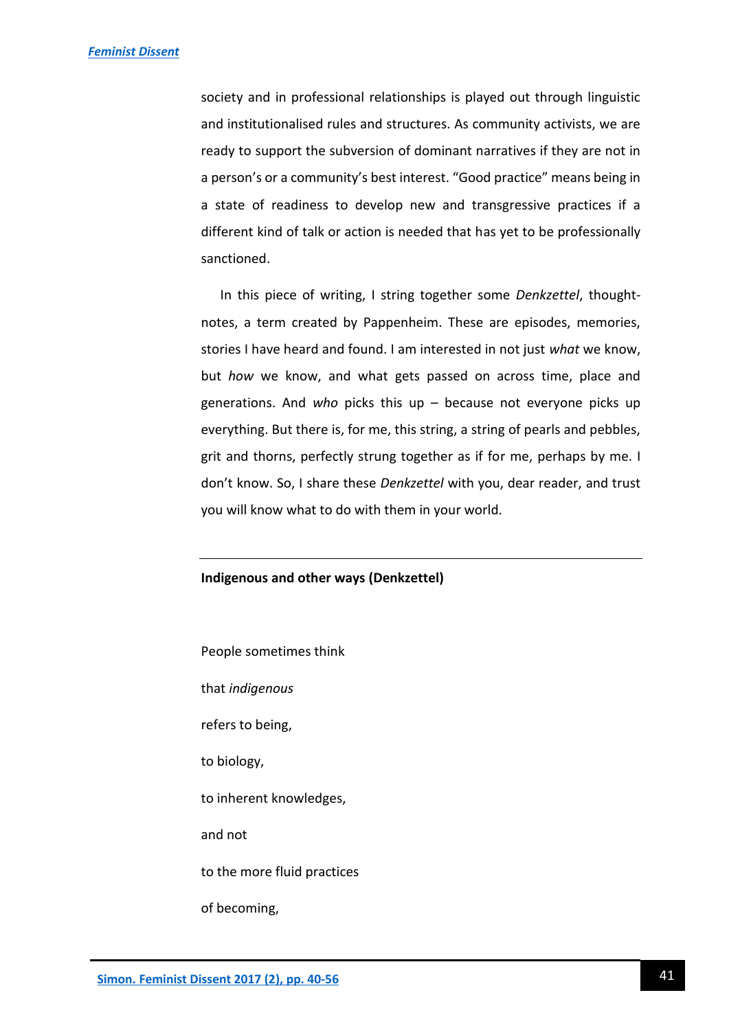society and in professional relationships is played out through linguistic and institutionalised rules and structures. As community activists, we are ready to support the subversion of dominant narratives if they are not in a person's or a community's best interest. "Good practice" means being in a state of readiness to develop new and transgressive practices if a different kind of talk or action is needed that has yet to be professionally sanctioned.

In this piece of writing, I string together some *Denkzettel*, thought-notes, a term created by Pappenheim. These are episodes, memories, stories I have heard and found. I am interested in not just *what* we know, but *how* we know, and what gets passed on across time, place and generations. And *who* picks this up – because not everyone picks up everything. But there is, for me, this string, a string of pearls and pebbles, grit and thorns, perfectly strung together as if for me, perhaps by me. I don't know. So, I share these *Denkzettel* with you, dear reader, and trust you will know what to do with them in your world.

---

**Indigenous and other ways (Denkzettel)**

People sometimes think

that *indigenous*

refers to being,

to biology,

to inherent knowledges,

and not

to the more fluid practices

of becoming,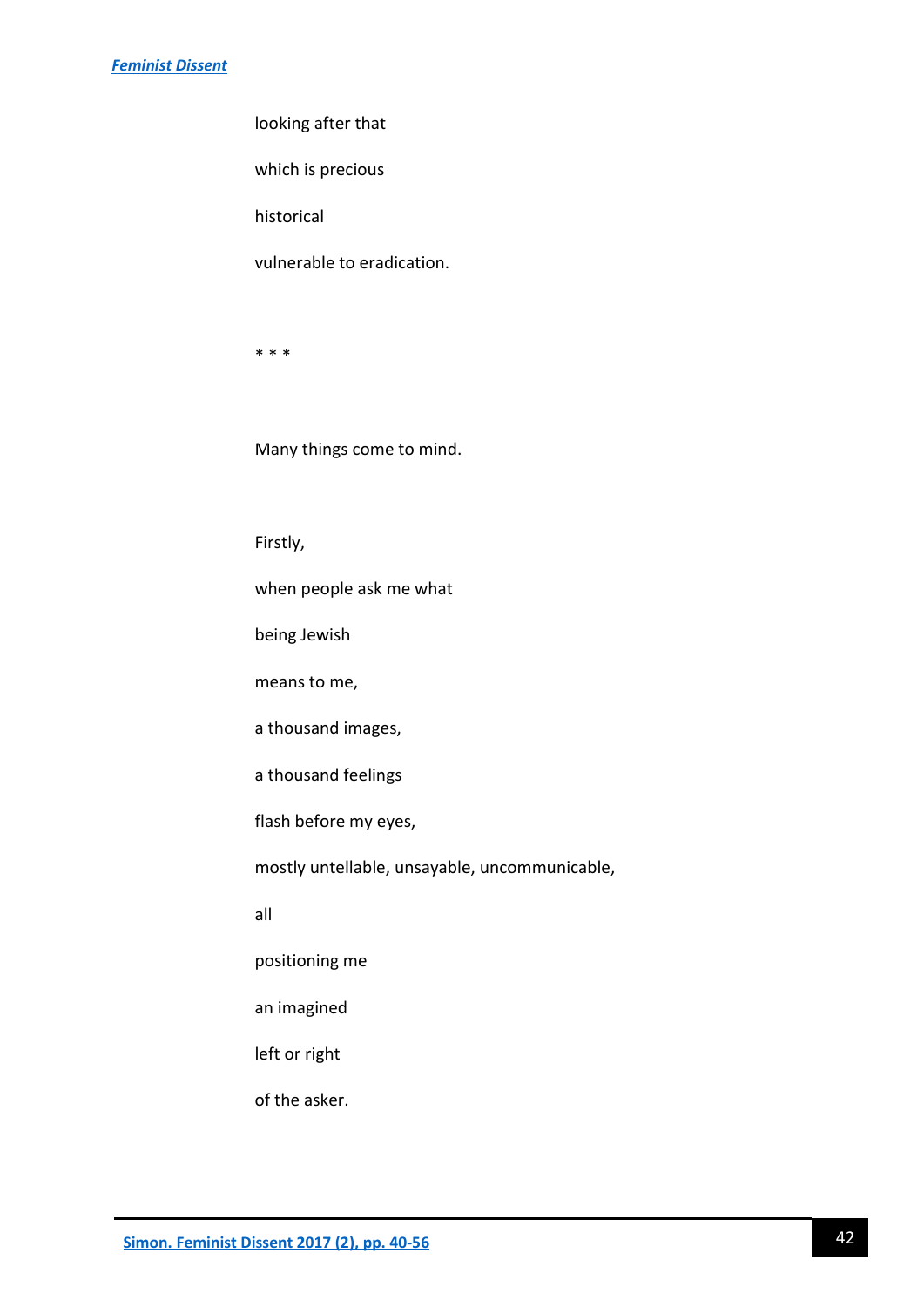looking after that

which is precious

historical

vulnerable to eradication.

* * *

Many things come to mind.

Firstly,

when people ask me what

being Jewish

means to me,

a thousand images,

a thousand feelings

flash before my eyes,

mostly untellable, unsayable, uncommunicable,

all

positioning me

an imagined

left or right

of the asker.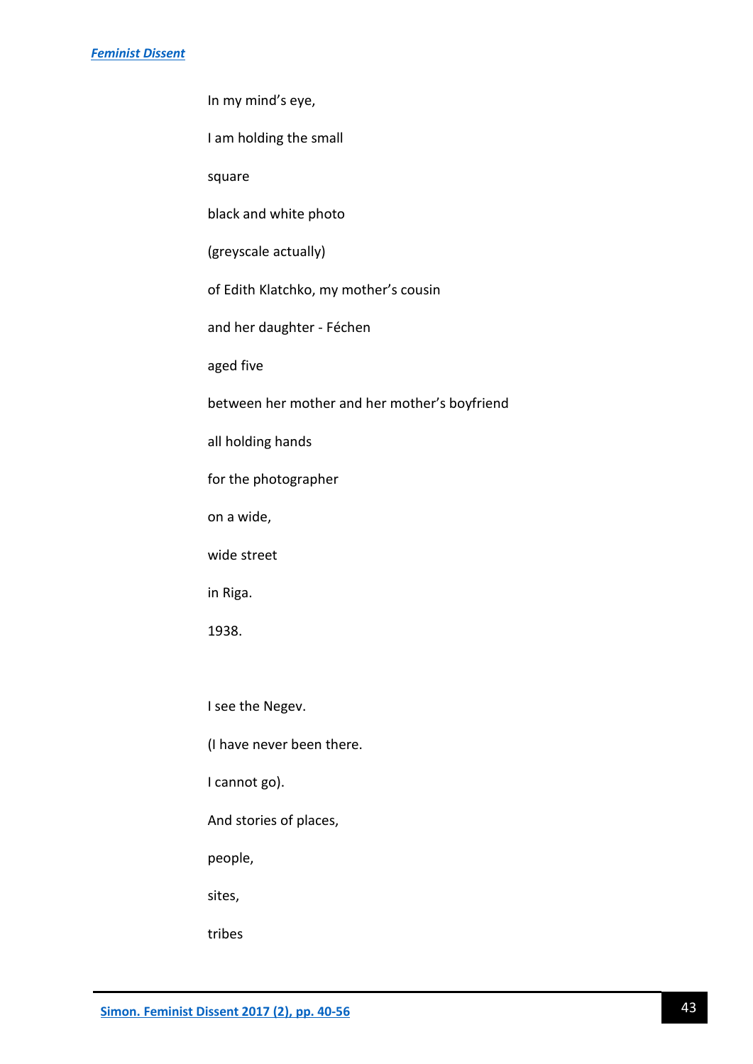In my mind's eye,

I am holding the small

square

black and white photo

(greyscale actually)

of Edith Klatchko, my mother's cousin

and her daughter - Féchen

aged five

between her mother and her mother's boyfriend

all holding hands

for the photographer

on a wide,

wide street

in Riga.

1938.

I see the Negev.

(I have never been there.

I cannot go).

And stories of places,

people,

sites,

tribes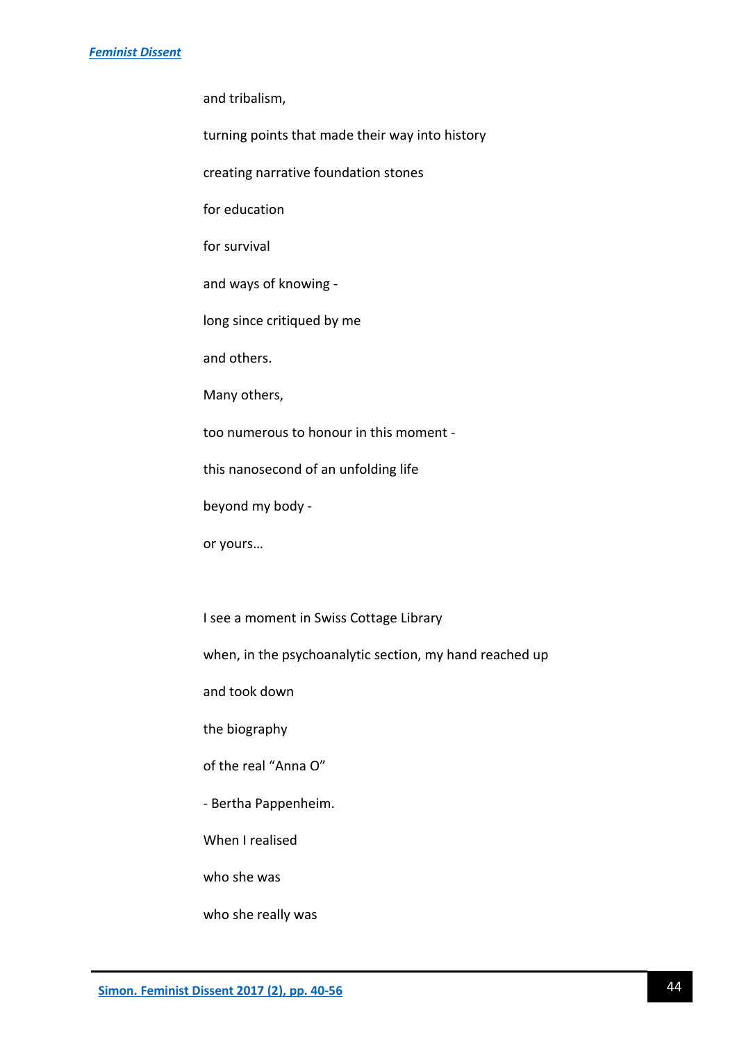and tribalism,

turning points that made their way into history

creating narrative foundation stones

for education

for survival

and ways of knowing -

long since critiqued by me

and others.

Many others,

too numerous to honour in this moment -

this nanosecond of an unfolding life

beyond my body -

or yours…

I see a moment in Swiss Cottage Library

when, in the psychoanalytic section, my hand reached up

and took down

the biography

of the real “Anna O”

- Bertha Pappenheim.

When I realised

who she was

who she really was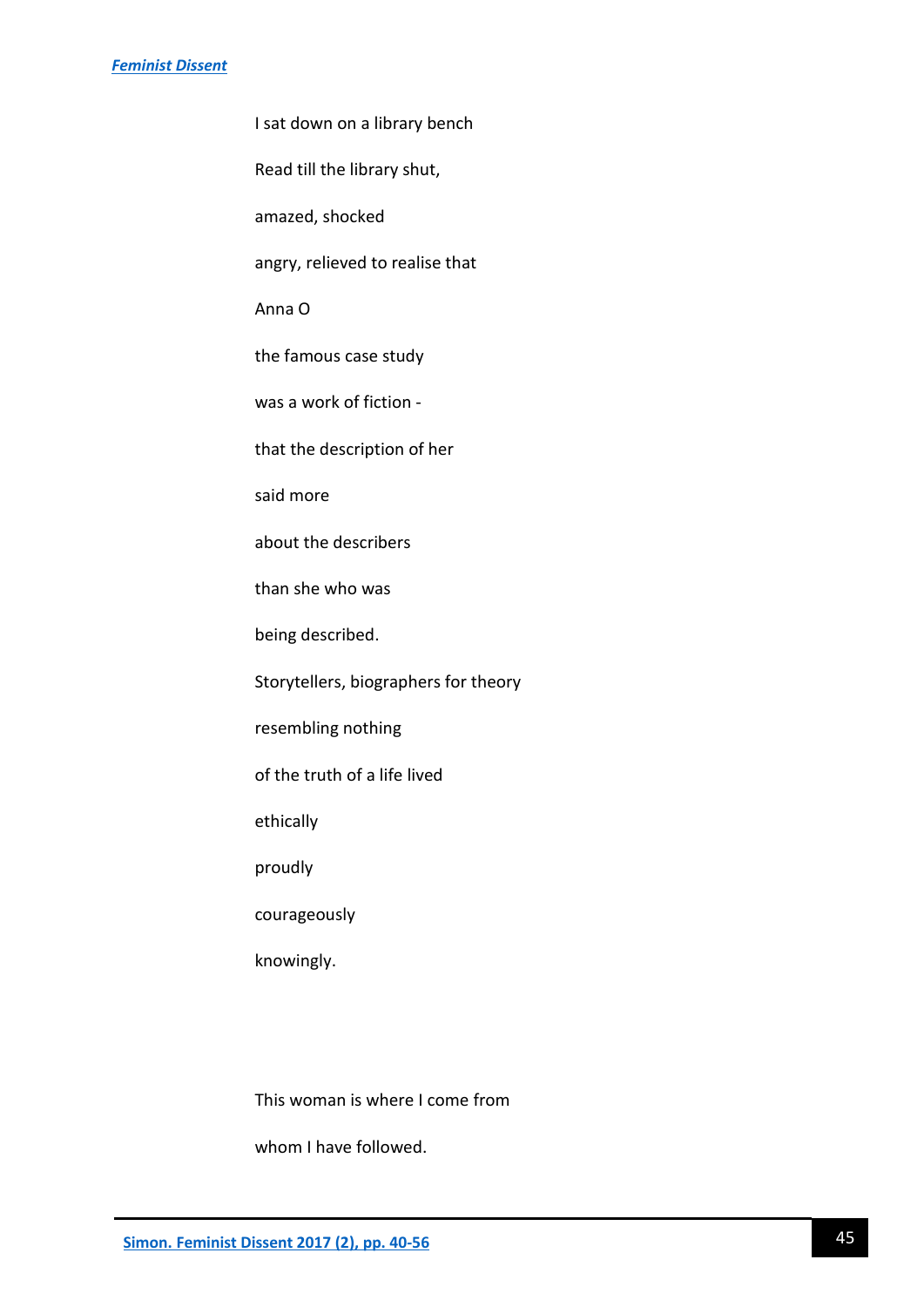I sat down on a library bench

Read till the library shut,

amazed, shocked

angry, relieved to realise that

Anna O

the famous case study

was a work of fiction -

that the description of her

said more

about the describers

than she who was

being described.

Storytellers, biographers for theory

resembling nothing

of the truth of a life lived

ethically

proudly

courageously

knowingly.

This woman is where I come from

whom I have followed.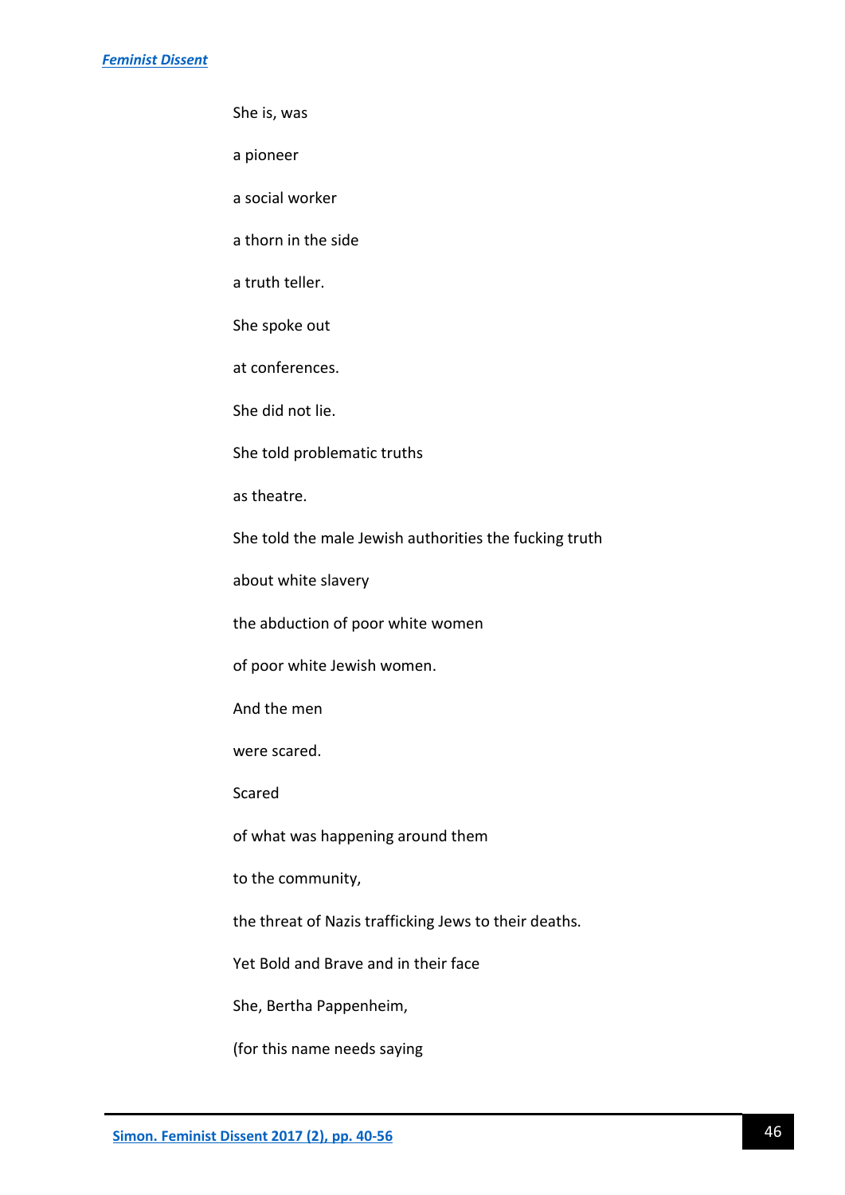She is, was

a pioneer

a social worker

a thorn in the side

a truth teller.

She spoke out

at conferences.

She did not lie.

She told problematic truths

as theatre.

She told the male Jewish authorities the fucking truth

about white slavery

the abduction of poor white women

of poor white Jewish women.

And the men

were scared.

Scared

of what was happening around them

to the community,

the threat of Nazis trafficking Jews to their deaths.

Yet Bold and Brave and in their face

She, Bertha Pappenheim,

(for this name needs saying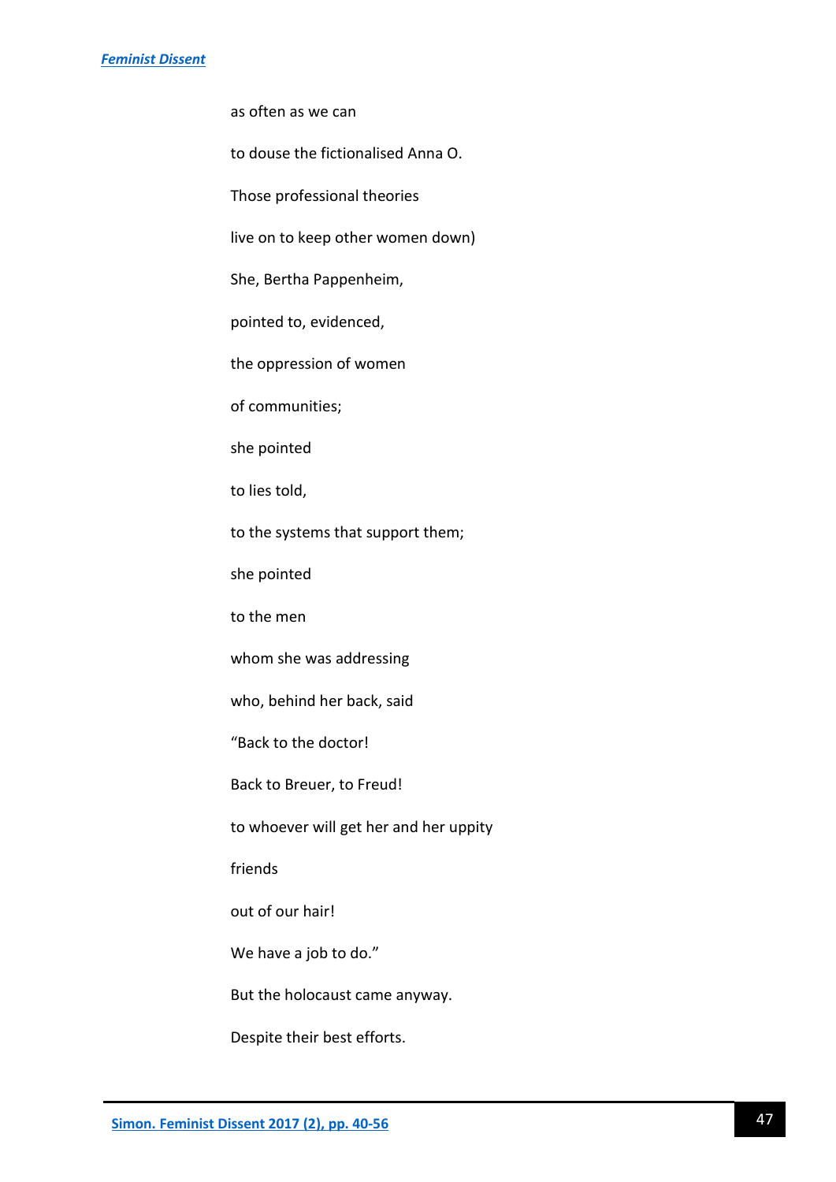as often as we can

to douse the fictionalised Anna O.

Those professional theories

live on to keep other women down)

She, Bertha Pappenheim,

pointed to, evidenced,

the oppression of women

of communities;

she pointed

to lies told,

to the systems that support them;

she pointed

to the men

whom she was addressing

who, behind her back, said

"Back to the doctor!

Back to Breuer, to Freud!

to whoever will get her and her uppity

friends

out of our hair!

We have a job to do."

But the holocaust came anyway.

Despite their best efforts.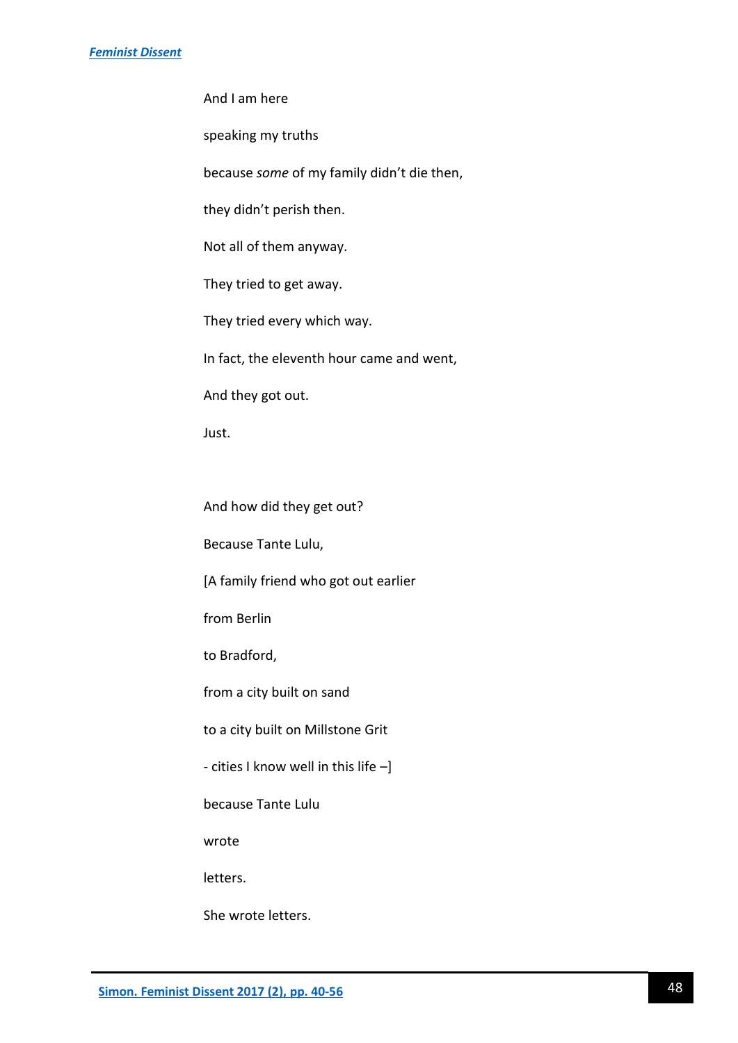And I am here

speaking my truths

because *some* of my family didn't die then,

they didn't perish then.

Not all of them anyway.

They tried to get away.

They tried every which way.

In fact, the eleventh hour came and went,

And they got out.

Just.

And how did they get out?

Because Tante Lulu,

[A family friend who got out earlier

from Berlin

to Bradford,

from a city built on sand

to a city built on Millstone Grit

- cities I know well in this life –]

because Tante Lulu

wrote

letters.

She wrote letters.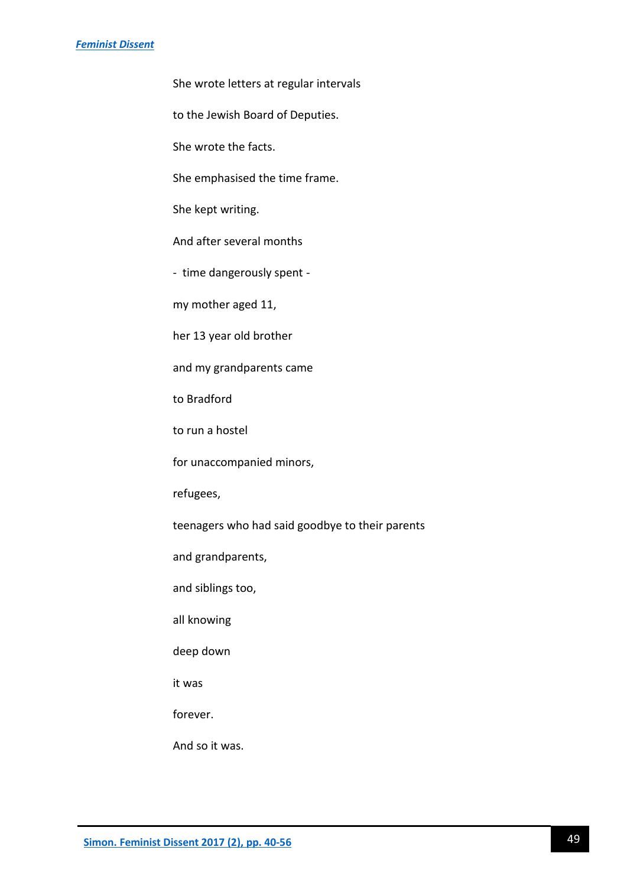She wrote letters at regular intervals

to the Jewish Board of Deputies.

She wrote the facts.

She emphasised the time frame.

She kept writing.

And after several months

-  time dangerously spent -

my mother aged 11,

her 13 year old brother

and my grandparents came

to Bradford

to run a hostel

for unaccompanied minors,

refugees,

teenagers who had said goodbye to their parents

and grandparents,

and siblings too,

all knowing

deep down

it was

forever.

And so it was.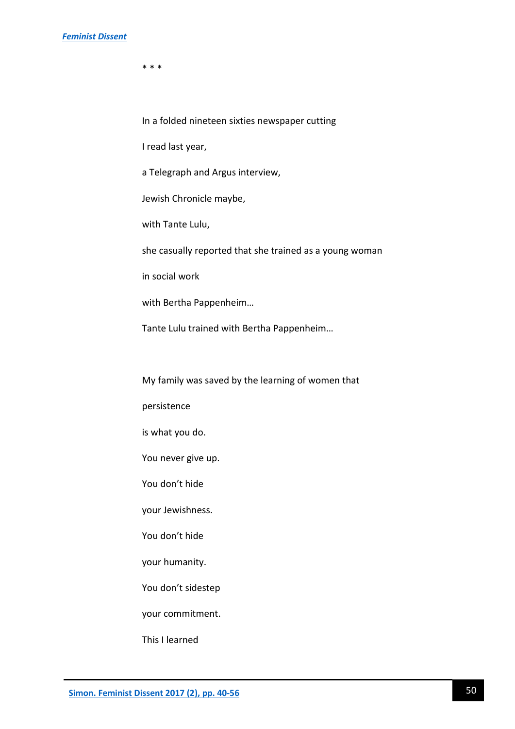* * *

In a folded nineteen sixties newspaper cutting

I read last year,

a Telegraph and Argus interview,

Jewish Chronicle maybe,

with Tante Lulu,

she casually reported that she trained as a young woman

in social work

with Bertha Pappenheim…

Tante Lulu trained with Bertha Pappenheim…

My family was saved by the learning of women that

persistence

is what you do.

You never give up.

You don't hide

your Jewishness.

You don't hide

your humanity.

You don't sidestep

your commitment.

This I learned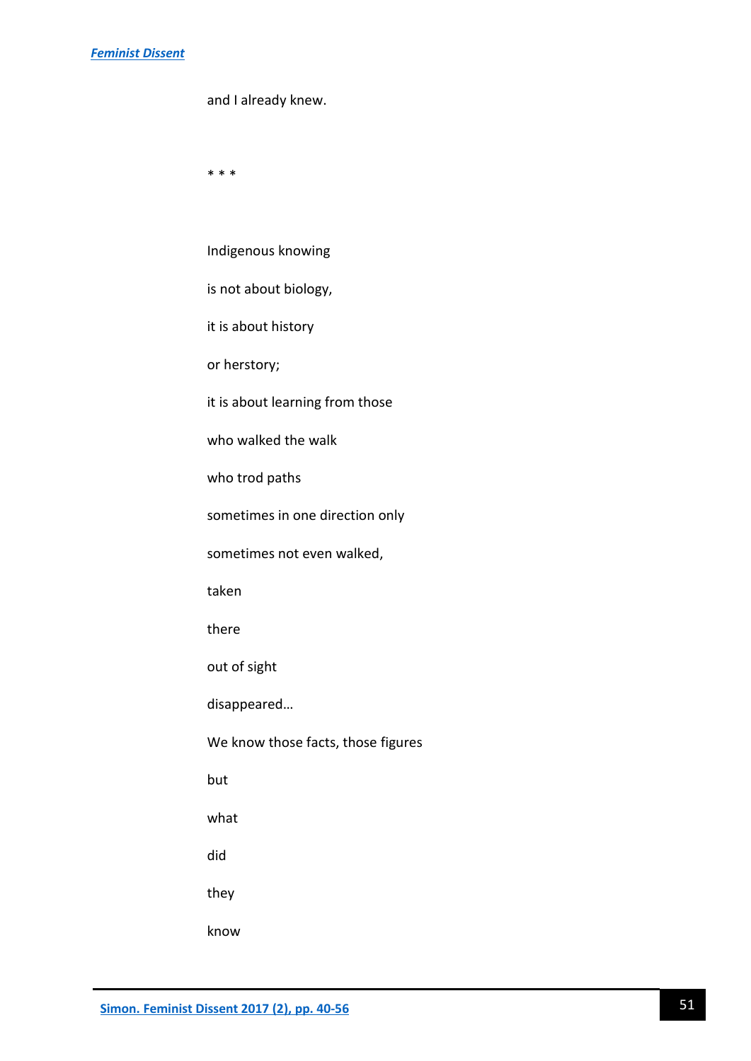and I already knew.

* * *

Indigenous knowing

is not about biology,

it is about history

or herstory;

it is about learning from those

who walked the walk

who trod paths

sometimes in one direction only

sometimes not even walked,

taken

there

out of sight

disappeared…

We know those facts, those figures

but

what

did

they

know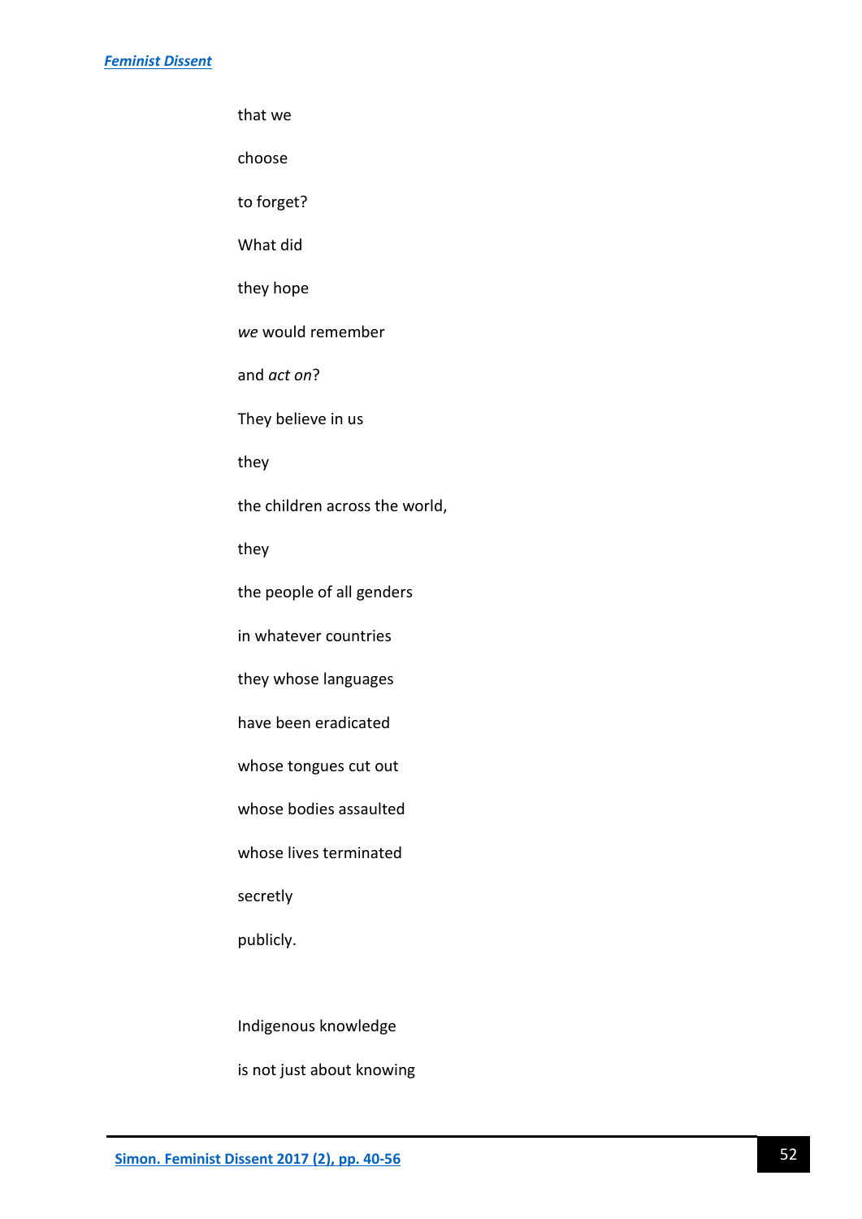that we

choose

to forget?

What did

they hope

*we* would remember

and *act on*?

They believe in us

they

the children across the world,

they

the people of all genders

in whatever countries

they whose languages

have been eradicated

whose tongues cut out

whose bodies assaulted

whose lives terminated

secretly

publicly.

Indigenous knowledge

is not just about knowing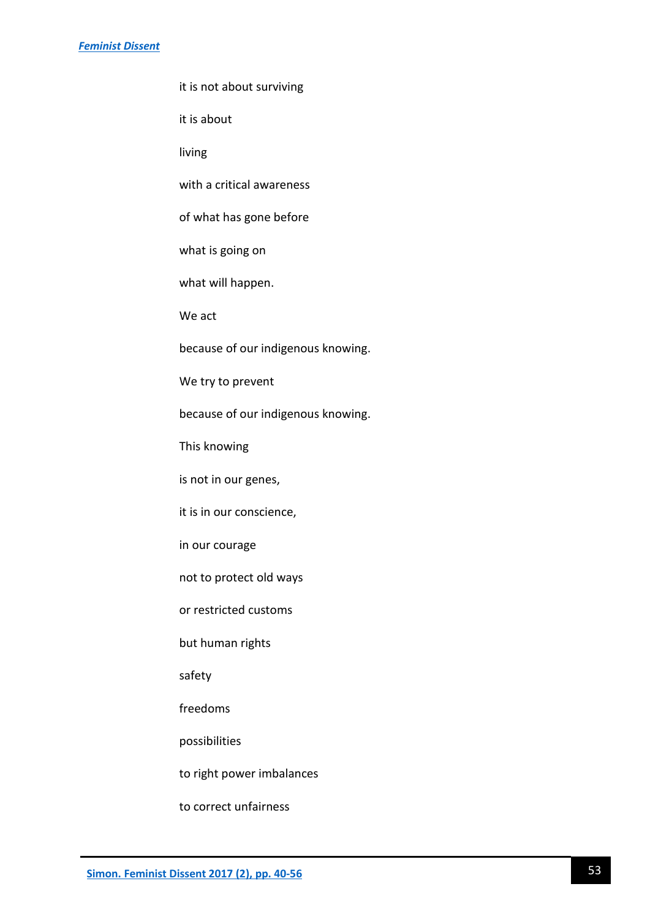it is not about surviving

it is about

living

with a critical awareness

of what has gone before

what is going on

what will happen.

We act

because of our indigenous knowing.

We try to prevent

because of our indigenous knowing.

This knowing

is not in our genes,

it is in our conscience,

in our courage

not to protect old ways

or restricted customs

but human rights

safety

freedoms

possibilities

to right power imbalances

to correct unfairness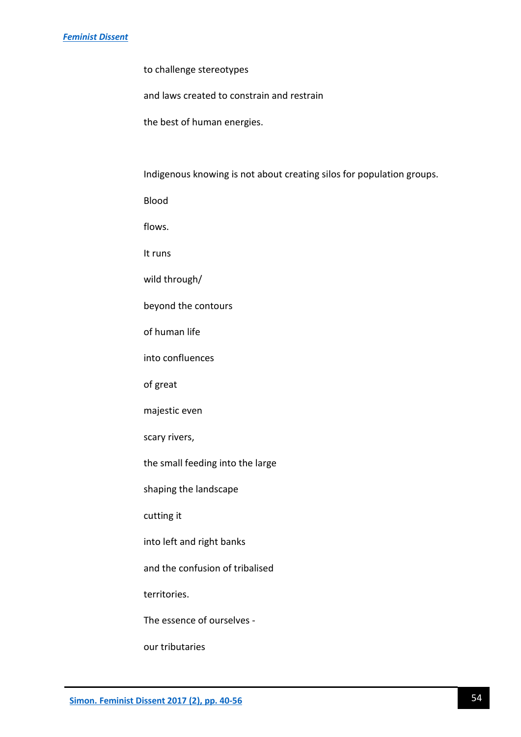to challenge stereotypes

and laws created to constrain and restrain

the best of human energies.

Indigenous knowing is not about creating silos for population groups.

Blood

flows.

It runs

wild through/

beyond the contours

of human life

into confluences

of great

majestic even

scary rivers,

the small feeding into the large

shaping the landscape

cutting it

into left and right banks

and the confusion of tribalised

territories.

The essence of ourselves -

our tributaries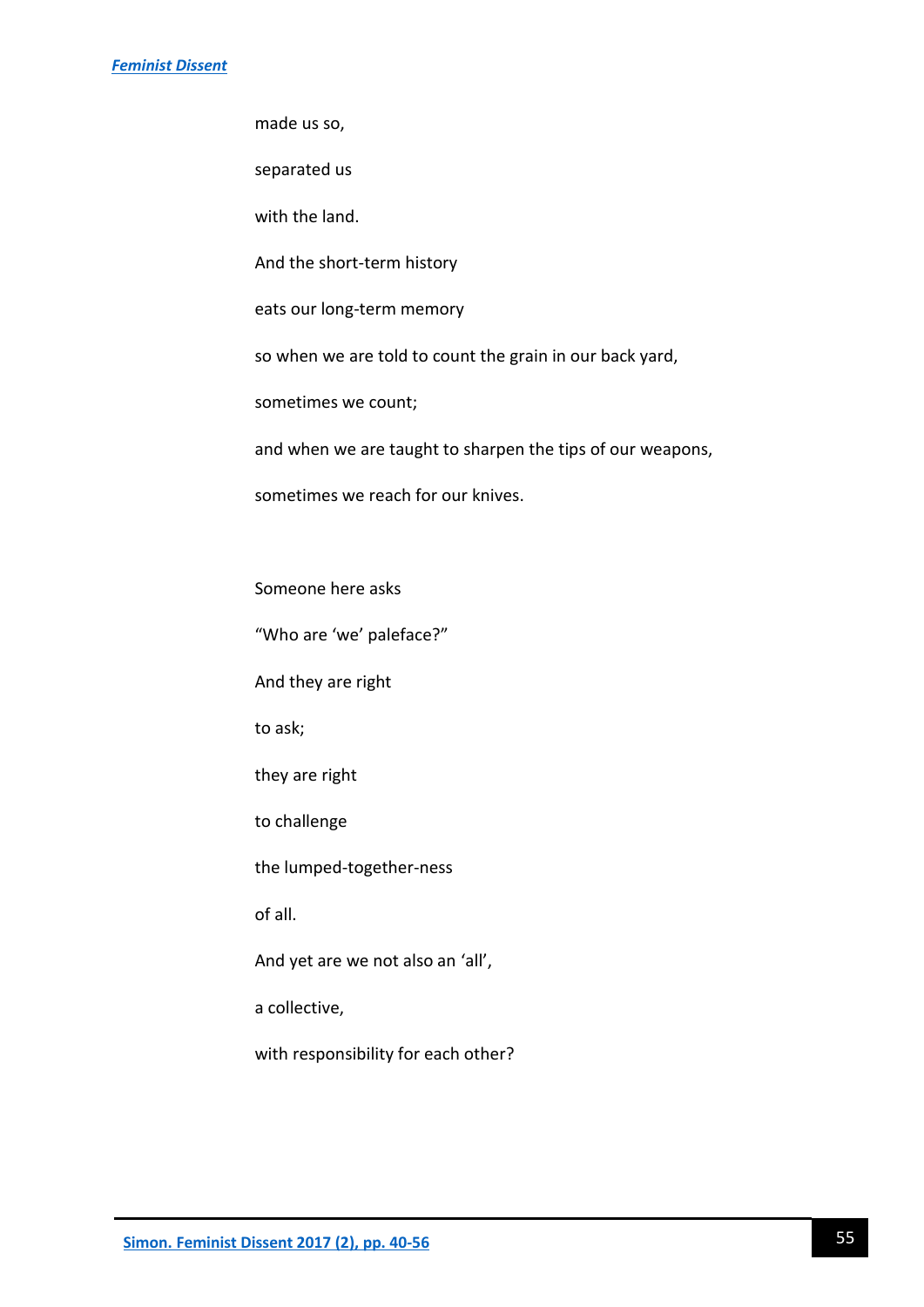made us so,

separated us

with the land.

And the short-term history

eats our long-term memory

so when we are told to count the grain in our back yard,

sometimes we count;

and when we are taught to sharpen the tips of our weapons,

sometimes we reach for our knives.

Someone here asks

“Who are ‘we’ paleface?”

And they are right

to ask;

they are right

to challenge

the lumped-together-ness

of all.

And yet are we not also an ‘all’,

a collective,

with responsibility for each other?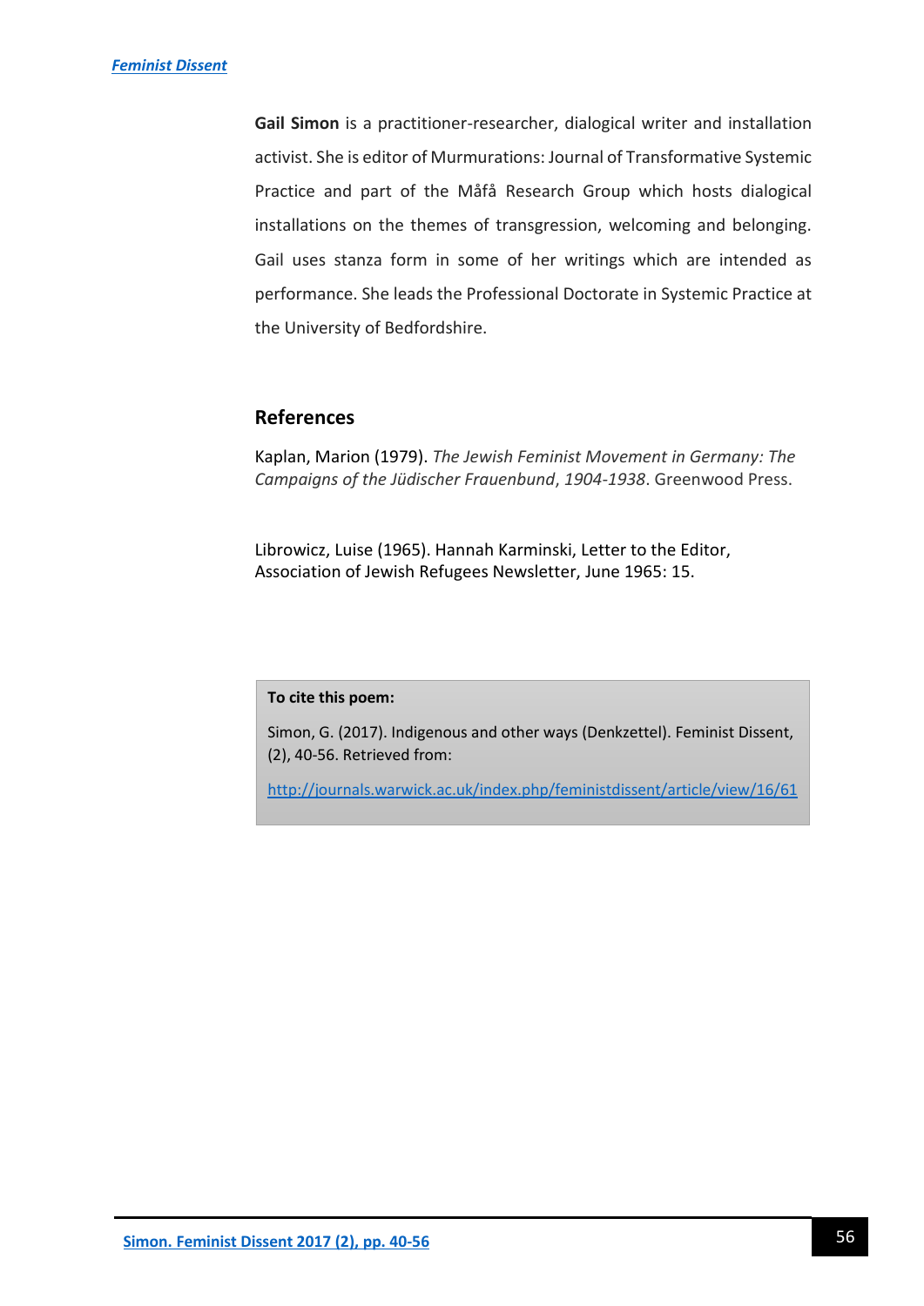**Gail Simon** is a practitioner-researcher, dialogical writer and installation activist. She is editor of Murmurations: Journal of Transformative Systemic Practice and part of the Måfå Research Group which hosts dialogical installations on the themes of transgression, welcoming and belonging. Gail uses stanza form in some of her writings which are intended as performance. She leads the Professional Doctorate in Systemic Practice at the University of Bedfordshire.

## References

Kaplan, Marion (1979). *The Jewish Feminist Movement in Germany: The Campaigns of the Jüdischer Frauenbund*, *1904-1938*. Greenwood Press.

Librowicz, Luise (1965). Hannah Karminski, Letter to the Editor, Association of Jewish Refugees Newsletter, June 1965: 15.

**To cite this poem:**

Simon, G. (2017). Indigenous and other ways (Denkzettel). Feminist Dissent, (2), 40-56. Retrieved from:

http://journals.warwick.ac.uk/index.php/feministdissent/article/view/16/61